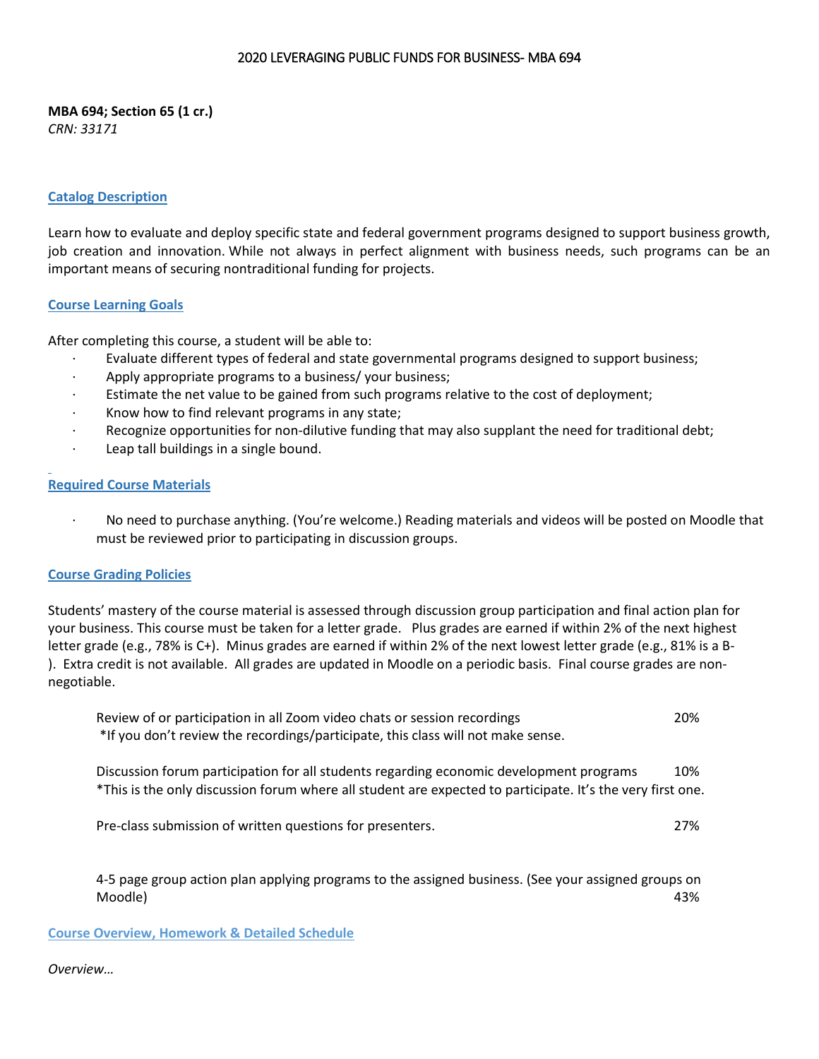# 2020 LEVERAGING PUBLIC FUNDS FOR BUSINESS- MBA 694

**MBA 694; Section 65 (1 cr.)**
*CRN: 33171*

## Catalog Description

Learn how to evaluate and deploy specific state and federal government programs designed to support business growth, job creation and innovation. While not always in perfect alignment with business needs, such programs can be an important means of securing nontraditional funding for projects.

## Course Learning Goals

After completing this course, a student will be able to:

- Evaluate different types of federal and state governmental programs designed to support business;
- Apply appropriate programs to a business/ your business;
- Estimate the net value to be gained from such programs relative to the cost of deployment;
- Know how to find relevant programs in any state;
- Recognize opportunities for non-dilutive funding that may also supplant the need for traditional debt;
- Leap tall buildings in a single bound.

## Required Course Materials

- No need to purchase anything. (You're welcome.) Reading materials and videos will be posted on Moodle that must be reviewed prior to participating in discussion groups.

## Course Grading Policies

Students' mastery of the course material is assessed through discussion group participation and final action plan for your business. This course must be taken for a letter grade. Plus grades are earned if within 2% of the next highest letter grade (e.g., 78% is C+). Minus grades are earned if within 2% of the next lowest letter grade (e.g., 81% is a B-). Extra credit is not available. All grades are updated in Moodle on a periodic basis. Final course grades are non-negotiable.

| Component | Weight |
|---|---|
| Review of or participation in all Zoom video chats or session recordings<br>*If you don't review the recordings/participate, this class will not make sense. | 20% |
| Discussion forum participation for all students regarding economic development programs<br>*This is the only discussion forum where all student are expected to participate. It's the very first one. | 10% |
| Pre-class submission of written questions for presenters. | 27% |
| 4-5 page group action plan applying programs to the assigned business. (See your assigned groups on Moodle) | 43% |

## Course Overview, Homework & Detailed Schedule

*Overview…*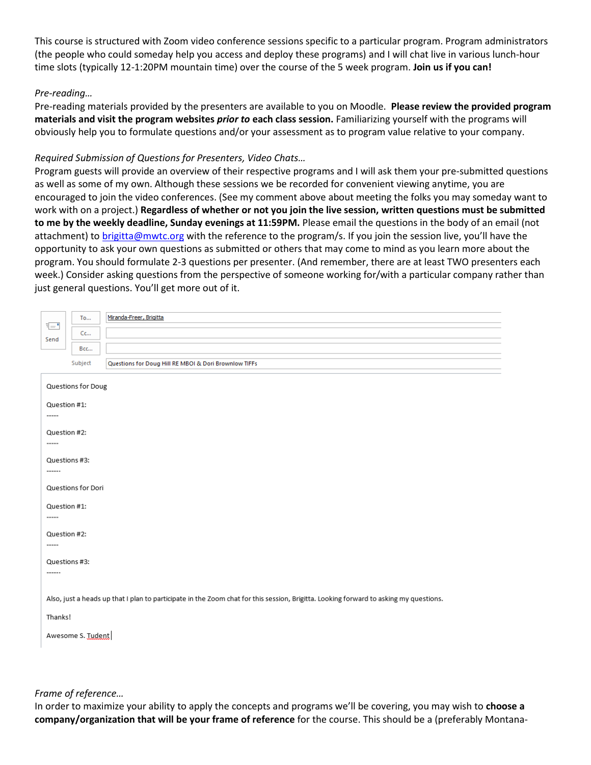This course is structured with Zoom video conference sessions specific to a particular program. Program administrators (the people who could someday help you access and deploy these programs) and I will chat live in various lunch-hour time slots (typically 12-1:20PM mountain time) over the course of the 5 week program. **Join us if you can!**

*Pre-reading…*

Pre-reading materials provided by the presenters are available to you on Moodle. **Please review the provided program materials and visit the program websites *prior to* each class session.** Familiarizing yourself with the programs will obviously help you to formulate questions and/or your assessment as to program value relative to your company.

*Required Submission of Questions for Presenters, Video Chats…*

Program guests will provide an overview of their respective programs and I will ask them your pre-submitted questions as well as some of my own. Although these sessions we be recorded for convenient viewing anytime, you are encouraged to join the video conferences. (See my comment above about meeting the folks you may someday want to work with on a project.) **Regardless of whether or not you join the live session, written questions must be submitted to me by the weekly deadline, Sunday evenings at 11:59PM.** Please email the questions in the body of an email (not attachment) to brigitta@mwtc.org with the reference to the program/s. If you join the session live, you'll have the opportunity to ask your own questions as submitted or others that may come to mind as you learn more about the program. You should formulate 2-3 questions per presenter. (And remember, there are at least TWO presenters each week.) Consider asking questions from the perspective of someone working for/with a particular company rather than just general questions. You'll get more out of it.

To… Miranda-Freer, Brigitta

Cc…

Bcc…

Subject: Questions for Doug Hill RE MBOI & Dori Brownlow TIFFs

Questions for Doug

Question #1:
…….

Question #2:
…….

Questions #3:
……..

Questions for Dori

Question #1:
…….

Question #2:
…….

Questions #3:
……..

Also, just a heads up that I plan to participate in the Zoom chat for this session, Brigitta. Looking forward to asking my questions.

Thanks!

Awesome S. Tudent

*Frame of reference…*

In order to maximize your ability to apply the concepts and programs we'll be covering, you may wish to **choose a company/organization that will be your frame of reference** for the course. This should be a (preferably Montana-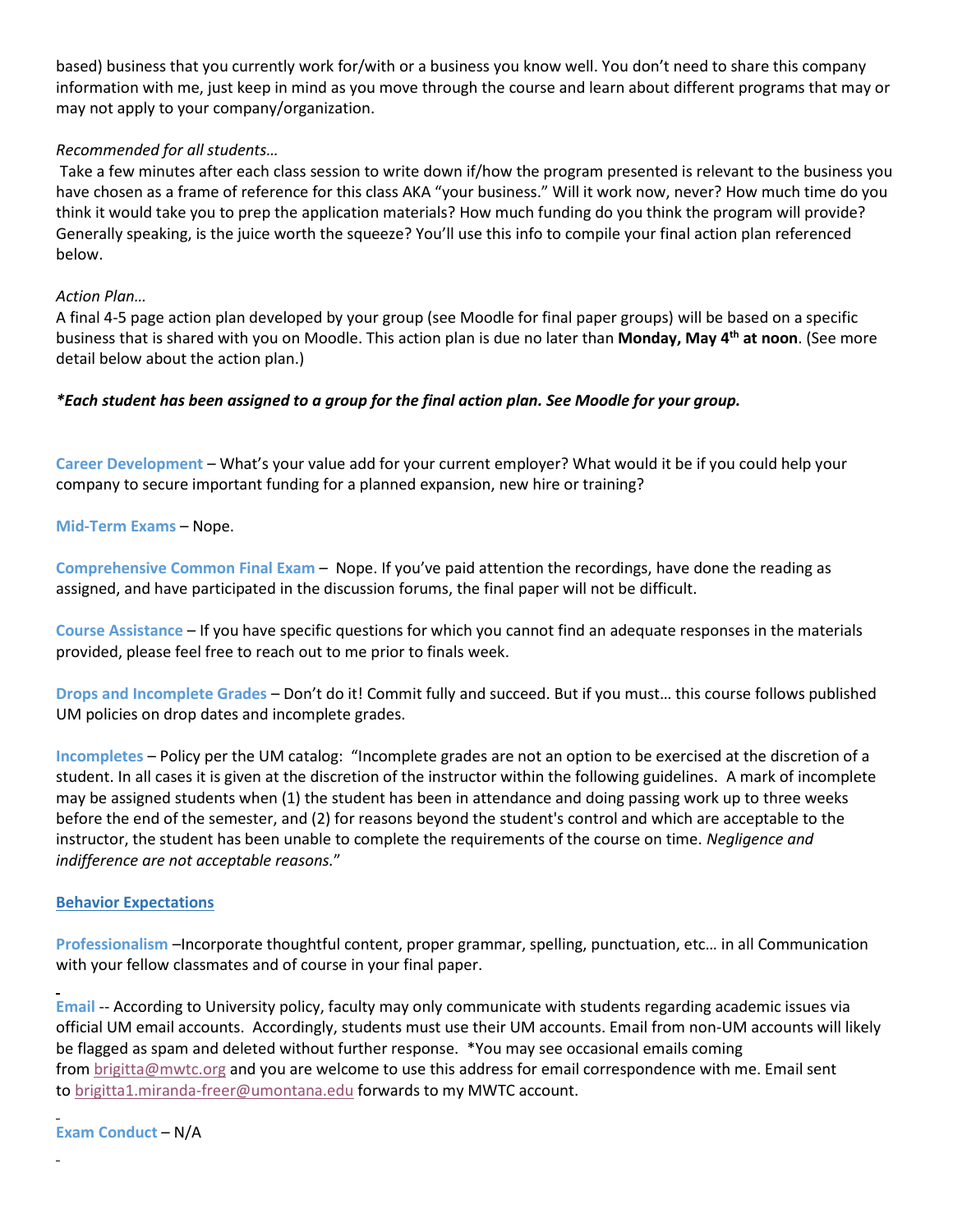based) business that you currently work for/with or a business you know well. You don't need to share this company information with me, just keep in mind as you move through the course and learn about different programs that may or may not apply to your company/organization.

*Recommended for all students…*

Take a few minutes after each class session to write down if/how the program presented is relevant to the business you have chosen as a frame of reference for this class AKA "your business." Will it work now, never? How much time do you think it would take you to prep the application materials? How much funding do you think the program will provide? Generally speaking, is the juice worth the squeeze? You'll use this info to compile your final action plan referenced below.

*Action Plan…*

A final 4-5 page action plan developed by your group (see Moodle for final paper groups) will be based on a specific business that is shared with you on Moodle. This action plan is due no later than **Monday, May 4th at noon**. (See more detail below about the action plan.)

***\*Each student has been assigned to a group for the final action plan. See Moodle for your group.***

**Career Development** – What's your value add for your current employer? What would it be if you could help your company to secure important funding for a planned expansion, new hire or training?

**Mid-Term Exams** – Nope.

**Comprehensive Common Final Exam** – Nope. If you've paid attention the recordings, have done the reading as assigned, and have participated in the discussion forums, the final paper will not be difficult.

**Course Assistance** – If you have specific questions for which you cannot find an adequate responses in the materials provided, please feel free to reach out to me prior to finals week.

**Drops and Incomplete Grades** – Don't do it! Commit fully and succeed. But if you must… this course follows published UM policies on drop dates and incomplete grades.

**Incompletes** – Policy per the UM catalog: "Incomplete grades are not an option to be exercised at the discretion of a student. In all cases it is given at the discretion of the instructor within the following guidelines. A mark of incomplete may be assigned students when (1) the student has been in attendance and doing passing work up to three weeks before the end of the semester, and (2) for reasons beyond the student's control and which are acceptable to the instructor, the student has been unable to complete the requirements of the course on time. *Negligence and indifference are not acceptable reasons.*"

**Behavior Expectations**

**Professionalism** –Incorporate thoughtful content, proper grammar, spelling, punctuation, etc… in all Communication with your fellow classmates and of course in your final paper.

**Email** -- According to University policy, faculty may only communicate with students regarding academic issues via official UM email accounts. Accordingly, students must use their UM accounts. Email from non-UM accounts will likely be flagged as spam and deleted without further response. *You may see occasional emails coming from brigitta@mwtc.org and you are welcome to use this address for email correspondence with me. Email sent to brigitta1.miranda-freer@umontana.edu forwards to my MWTC account.

**Exam Conduct** – N/A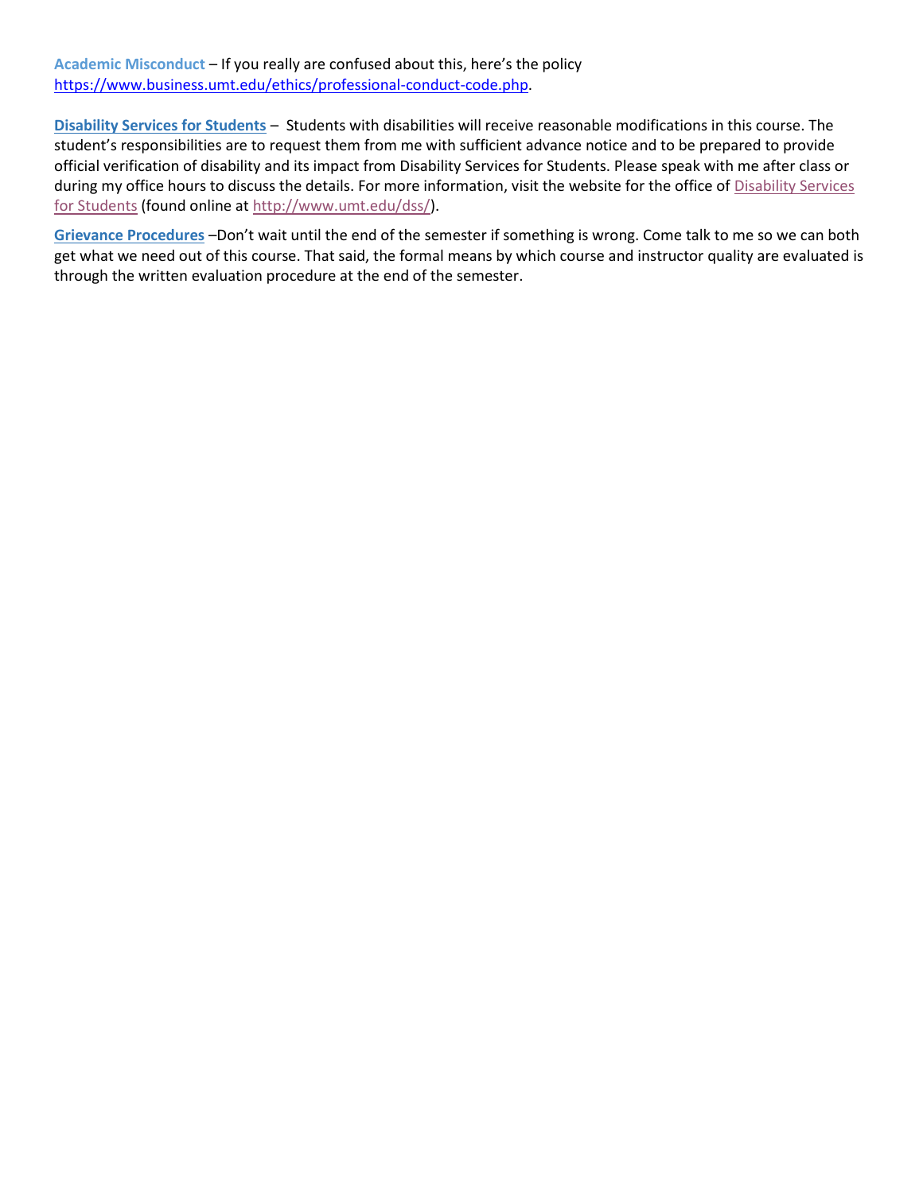**Academic Misconduct** – If you really are confused about this, here's the policy https://www.business.umt.edu/ethics/professional-conduct-code.php.

**Disability Services for Students** – Students with disabilities will receive reasonable modifications in this course. The student's responsibilities are to request them from me with sufficient advance notice and to be prepared to provide official verification of disability and its impact from Disability Services for Students. Please speak with me after class or during my office hours to discuss the details. For more information, visit the website for the office of Disability Services for Students (found online at http://www.umt.edu/dss/).

**Grievance Procedures** –Don't wait until the end of the semester if something is wrong. Come talk to me so we can both get what we need out of this course. That said, the formal means by which course and instructor quality are evaluated is through the written evaluation procedure at the end of the semester.